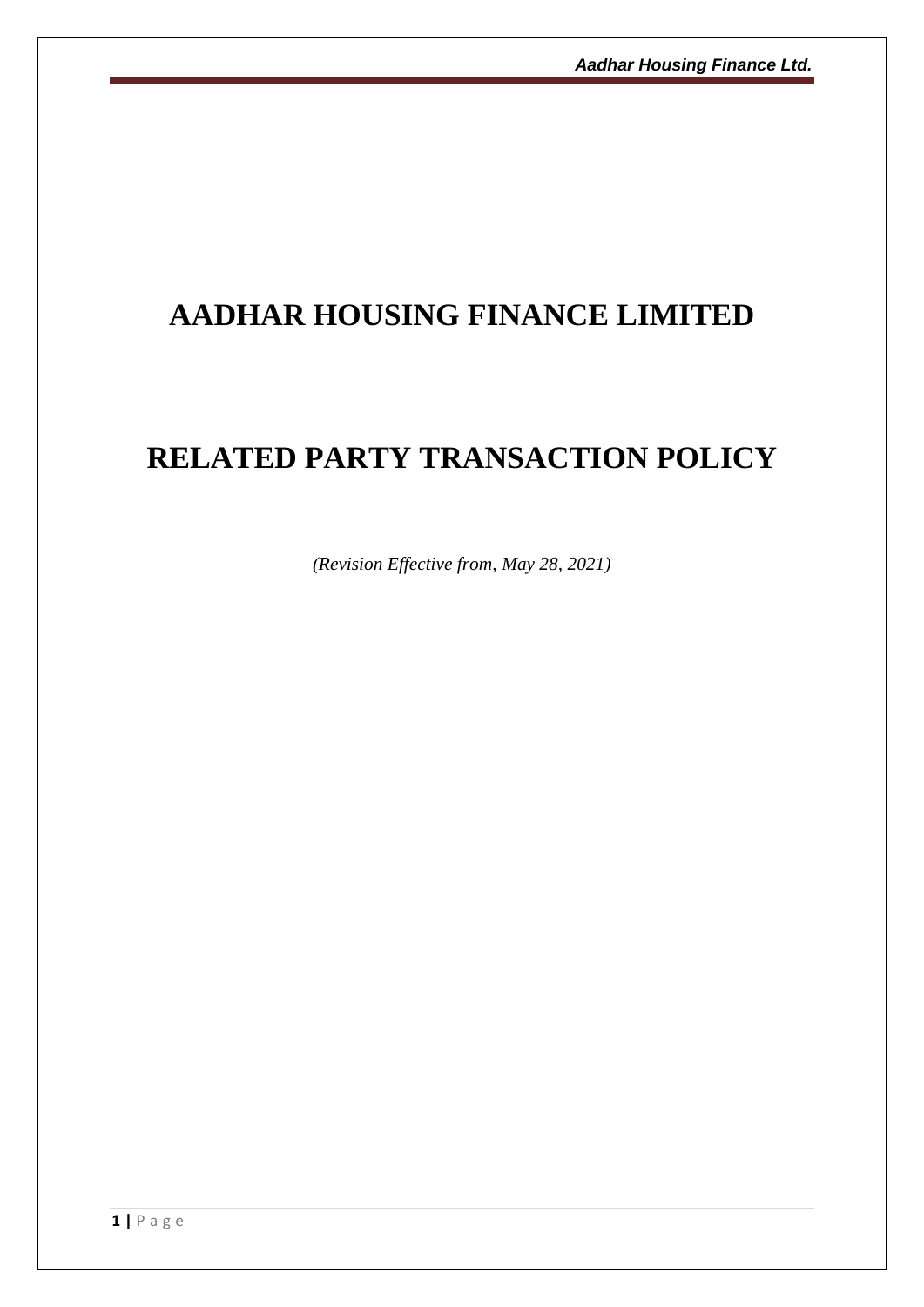# AADHAR HOUSING FINANCE LIMITED

# RELATED PARTY TRANSACTION POLICY

*(Revision Effective from, May 28, 2021)*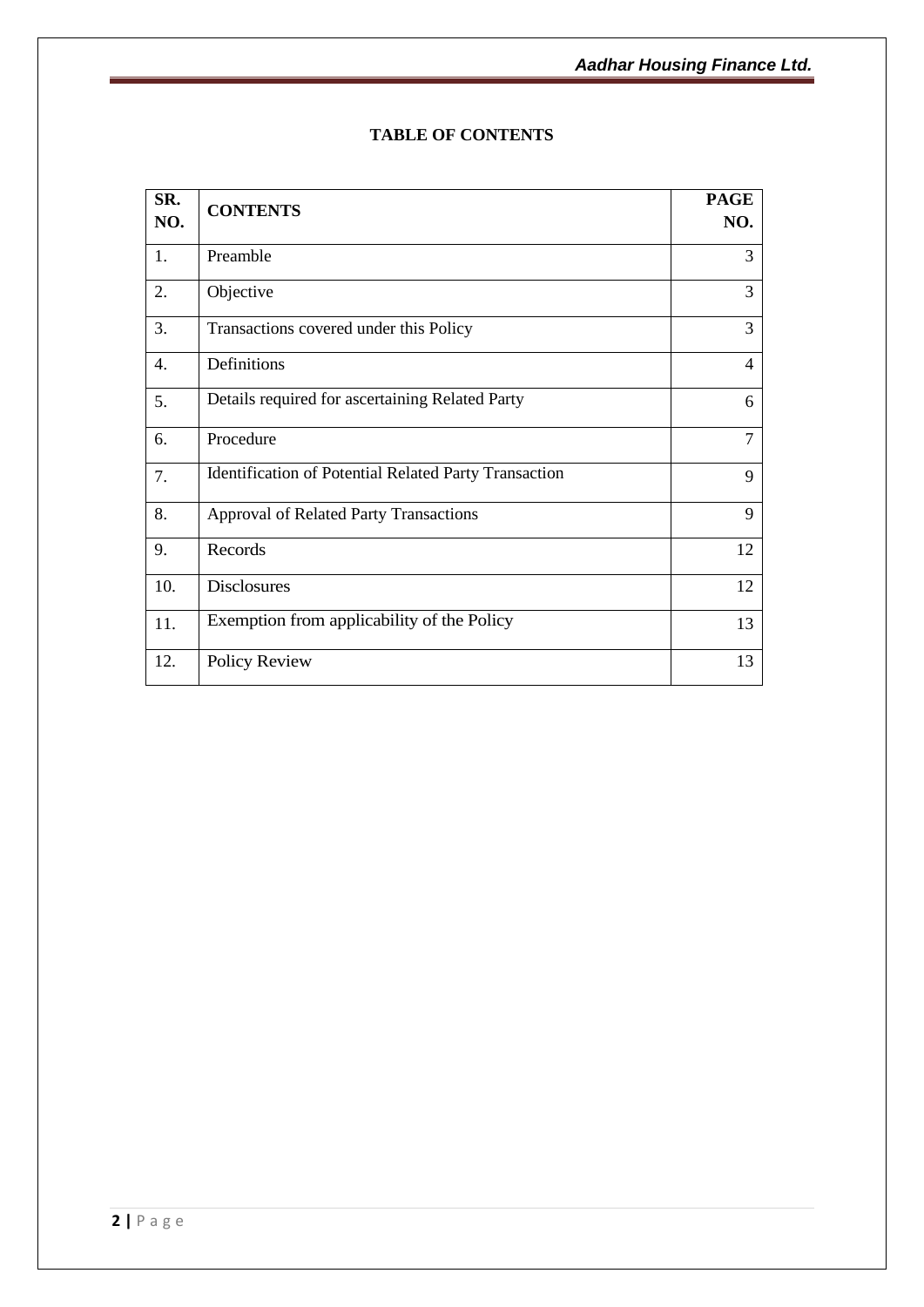**TABLE OF CONTENTS**

| SR. NO. | CONTENTS | PAGE NO. |
|---|---|---|
| 1. | Preamble | 3 |
| 2. | Objective | 3 |
| 3. | Transactions covered under this Policy | 3 |
| 4. | Definitions | 4 |
| 5. | Details required for ascertaining Related Party | 6 |
| 6. | Procedure | 7 |
| 7. | Identification of Potential Related Party Transaction | 9 |
| 8. | Approval of Related Party Transactions | 9 |
| 9. | Records | 12 |
| 10. | Disclosures | 12 |
| 11. | Exemption from applicability of the Policy | 13 |
| 12. | Policy Review | 13 |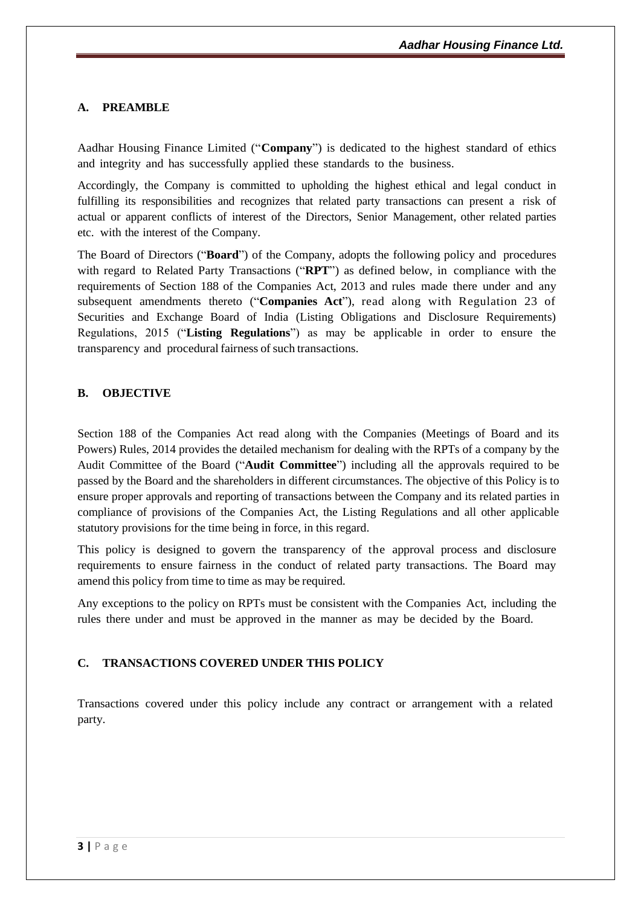## A. PREAMBLE

Aadhar Housing Finance Limited ("**Company**") is dedicated to the highest standard of ethics and integrity and has successfully applied these standards to the business.

Accordingly, the Company is committed to upholding the highest ethical and legal conduct in fulfilling its responsibilities and recognizes that related party transactions can present a risk of actual or apparent conflicts of interest of the Directors, Senior Management, other related parties etc. with the interest of the Company.

The Board of Directors ("**Board**") of the Company, adopts the following policy and procedures with regard to Related Party Transactions ("**RPT**") as defined below, in compliance with the requirements of Section 188 of the Companies Act, 2013 and rules made there under and any subsequent amendments thereto ("**Companies Act**"), read along with Regulation 23 of Securities and Exchange Board of India (Listing Obligations and Disclosure Requirements) Regulations, 2015 ("**Listing Regulations**") as may be applicable in order to ensure the transparency and procedural fairness of such transactions.

## B. OBJECTIVE

Section 188 of the Companies Act read along with the Companies (Meetings of Board and its Powers) Rules, 2014 provides the detailed mechanism for dealing with the RPTs of a company by the Audit Committee of the Board ("**Audit Committee**") including all the approvals required to be passed by the Board and the shareholders in different circumstances. The objective of this Policy is to ensure proper approvals and reporting of transactions between the Company and its related parties in compliance of provisions of the Companies Act, the Listing Regulations and all other applicable statutory provisions for the time being in force, in this regard.

This policy is designed to govern the transparency of the approval process and disclosure requirements to ensure fairness in the conduct of related party transactions. The Board may amend this policy from time to time as may be required.

Any exceptions to the policy on RPTs must be consistent with the Companies Act, including the rules there under and must be approved in the manner as may be decided by the Board.

## C. TRANSACTIONS COVERED UNDER THIS POLICY

Transactions covered under this policy include any contract or arrangement with a related party.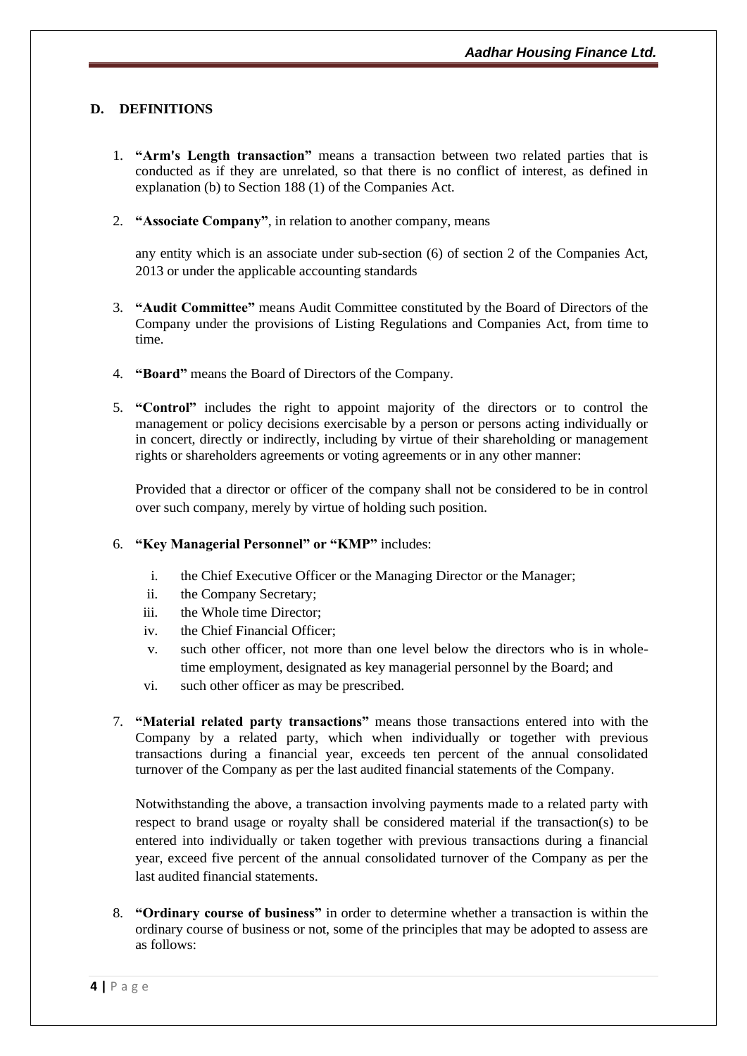## D. DEFINITIONS

1. **"Arm's Length transaction"** means a transaction between two related parties that is conducted as if they are unrelated, so that there is no conflict of interest, as defined in explanation (b) to Section 188 (1) of the Companies Act.

2. **"Associate Company"**, in relation to another company, means

   any entity which is an associate under sub-section (6) of section 2 of the Companies Act, 2013 or under the applicable accounting standards

3. **"Audit Committee"** means Audit Committee constituted by the Board of Directors of the Company under the provisions of Listing Regulations and Companies Act, from time to time.

4. **"Board"** means the Board of Directors of the Company.

5. **"Control"** includes the right to appoint majority of the directors or to control the management or policy decisions exercisable by a person or persons acting individually or in concert, directly or indirectly, including by virtue of their shareholding or management rights or shareholders agreements or voting agreements or in any other manner:

   Provided that a director or officer of the company shall not be considered to be in control over such company, merely by virtue of holding such position.

6. **"Key Managerial Personnel" or "KMP"** includes:

   i. the Chief Executive Officer or the Managing Director or the Manager;
   ii. the Company Secretary;
   iii. the Whole time Director;
   iv. the Chief Financial Officer;
   v. such other officer, not more than one level below the directors who is in whole-time employment, designated as key managerial personnel by the Board; and
   vi. such other officer as may be prescribed.

7. **"Material related party transactions"** means those transactions entered into with the Company by a related party, which when individually or together with previous transactions during a financial year, exceeds ten percent of the annual consolidated turnover of the Company as per the last audited financial statements of the Company.

   Notwithstanding the above, a transaction involving payments made to a related party with respect to brand usage or royalty shall be considered material if the transaction(s) to be entered into individually or taken together with previous transactions during a financial year, exceed five percent of the annual consolidated turnover of the Company as per the last audited financial statements.

8. **"Ordinary course of business"** in order to determine whether a transaction is within the ordinary course of business or not, some of the principles that may be adopted to assess are as follows: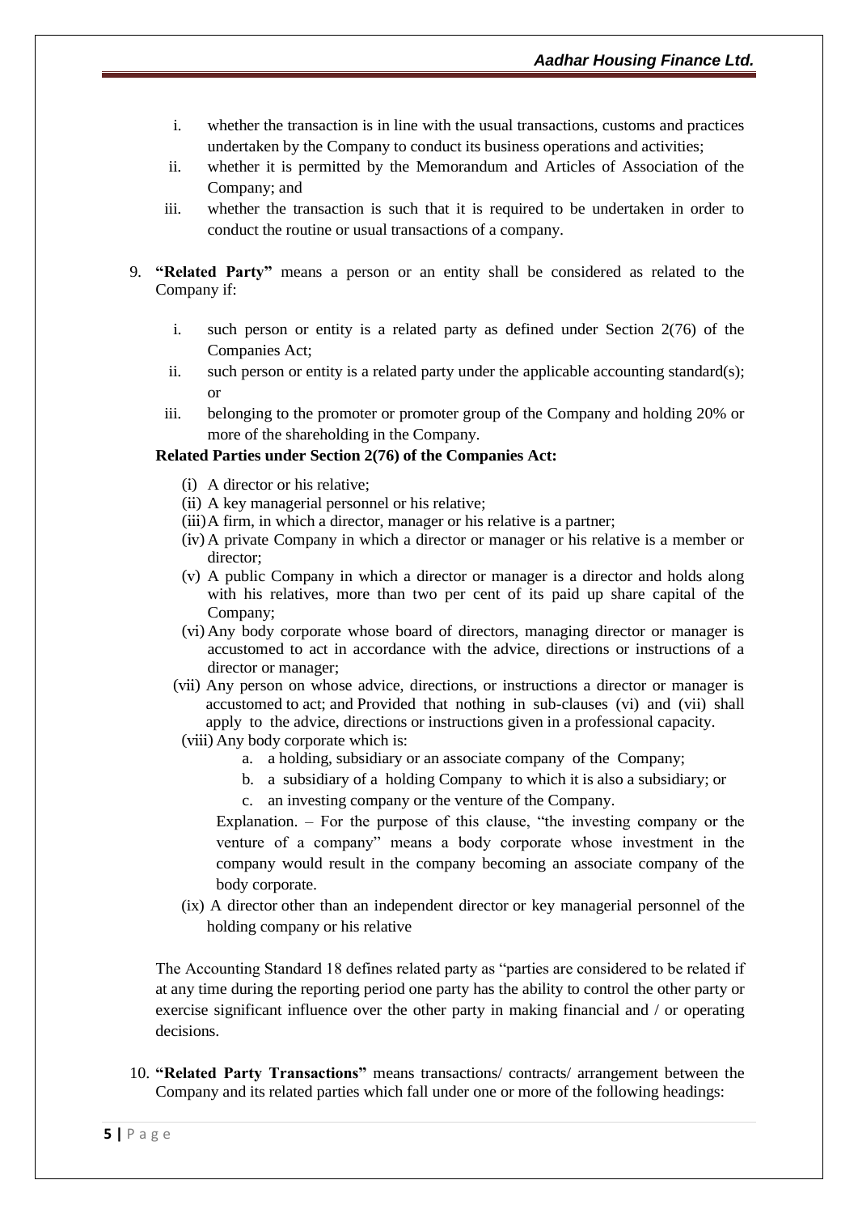i. whether the transaction is in line with the usual transactions, customs and practices undertaken by the Company to conduct its business operations and activities;

ii. whether it is permitted by the Memorandum and Articles of Association of the Company; and

iii. whether the transaction is such that it is required to be undertaken in order to conduct the routine or usual transactions of a company.

9. **"Related Party"** means a person or an entity shall be considered as related to the Company if:

   i. such person or entity is a related party as defined under Section 2(76) of the Companies Act;

   ii. such person or entity is a related party under the applicable accounting standard(s); or

   iii. belonging to the promoter or promoter group of the Company and holding 20% or more of the shareholding in the Company.

   **Related Parties under Section 2(76) of the Companies Act:**

   (i) A director or his relative;

   (ii) A key managerial personnel or his relative;

   (iii) A firm, in which a director, manager or his relative is a partner;

   (iv) A private Company in which a director or manager or his relative is a member or director;

   (v) A public Company in which a director or manager is a director and holds along with his relatives, more than two per cent of its paid up share capital of the Company;

   (vi) Any body corporate whose board of directors, managing director or manager is accustomed to act in accordance with the advice, directions or instructions of a director or manager;

   (vii) Any person on whose advice, directions, or instructions a director or manager is accustomed to act; and Provided that nothing in sub-clauses (vi) and (vii) shall apply to the advice, directions or instructions given in a professional capacity.

   (viii) Any body corporate which is:

      a. a holding, subsidiary or an associate company of the Company;

      b. a subsidiary of a holding Company to which it is also a subsidiary; or

      c. an investing company or the venture of the Company.

      Explanation. – For the purpose of this clause, "the investing company or the venture of a company" means a body corporate whose investment in the company would result in the company becoming an associate company of the body corporate.

   (ix) A director other than an independent director or key managerial personnel of the holding company or his relative

   The Accounting Standard 18 defines related party as "parties are considered to be related if at any time during the reporting period one party has the ability to control the other party or exercise significant influence over the other party in making financial and / or operating decisions.

10. **"Related Party Transactions"** means transactions/ contracts/ arrangement between the Company and its related parties which fall under one or more of the following headings: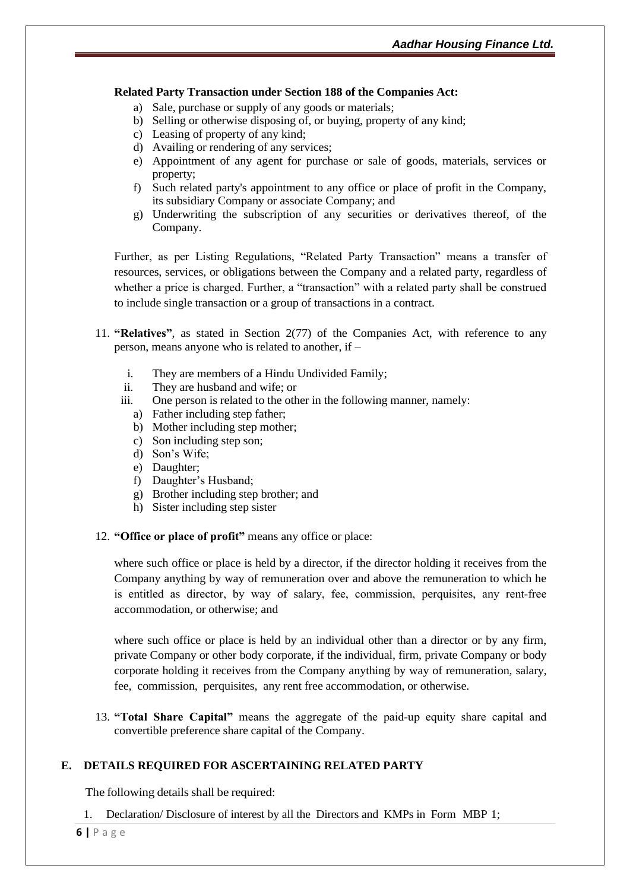**Related Party Transaction under Section 188 of the Companies Act:**

a) Sale, purchase or supply of any goods or materials;
b) Selling or otherwise disposing of, or buying, property of any kind;
c) Leasing of property of any kind;
d) Availing or rendering of any services;
e) Appointment of any agent for purchase or sale of goods, materials, services or property;
f) Such related party's appointment to any office or place of profit in the Company, its subsidiary Company or associate Company; and
g) Underwriting the subscription of any securities or derivatives thereof, of the Company.

Further, as per Listing Regulations, "Related Party Transaction" means a transfer of resources, services, or obligations between the Company and a related party, regardless of whether a price is charged. Further, a "transaction" with a related party shall be construed to include single transaction or a group of transactions in a contract.

11. **"Relatives"**, as stated in Section 2(77) of the Companies Act, with reference to any person, means anyone who is related to another, if –

    i. They are members of a Hindu Undivided Family;
    ii. They are husband and wife; or
    iii. One person is related to the other in the following manner, namely:
        a) Father including step father;
        b) Mother including step mother;
        c) Son including step son;
        d) Son's Wife;
        e) Daughter;
        f) Daughter's Husband;
        g) Brother including step brother; and
        h) Sister including step sister

12. **"Office or place of profit"** means any office or place:

    where such office or place is held by a director, if the director holding it receives from the Company anything by way of remuneration over and above the remuneration to which he is entitled as director, by way of salary, fee, commission, perquisites, any rent-free accommodation, or otherwise; and

    where such office or place is held by an individual other than a director or by any firm, private Company or other body corporate, if the individual, firm, private Company or body corporate holding it receives from the Company anything by way of remuneration, salary, fee, commission, perquisites, any rent free accommodation, or otherwise.

13. **"Total Share Capital"** means the aggregate of the paid-up equity share capital and convertible preference share capital of the Company.

## E. DETAILS REQUIRED FOR ASCERTAINING RELATED PARTY

The following details shall be required:

1. Declaration/ Disclosure of interest by all the Directors and KMPs in Form MBP 1;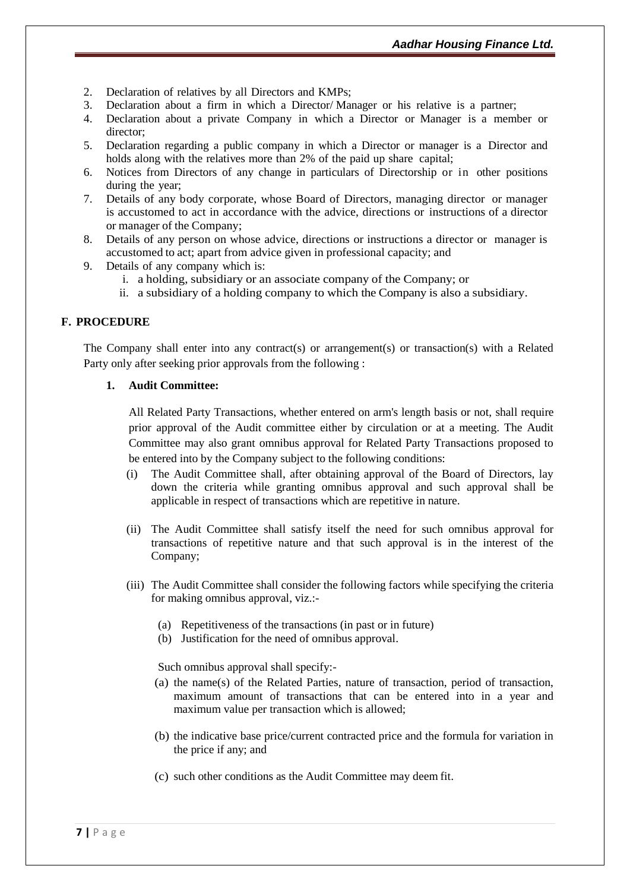2. Declaration of relatives by all Directors and KMPs;
3. Declaration about a firm in which a Director/ Manager or his relative is a partner;
4. Declaration about a private Company in which a Director or Manager is a member or director;
5. Declaration regarding a public company in which a Director or manager is a Director and holds along with the relatives more than 2% of the paid up share capital;
6. Notices from Directors of any change in particulars of Directorship or in other positions during the year;
7. Details of any body corporate, whose Board of Directors, managing director or manager is accustomed to act in accordance with the advice, directions or instructions of a director or manager of the Company;
8. Details of any person on whose advice, directions or instructions a director or manager is accustomed to act; apart from advice given in professional capacity; and
9. Details of any company which is:
   i. a holding, subsidiary or an associate company of the Company; or
   ii. a subsidiary of a holding company to which the Company is also a subsidiary.

## F. PROCEDURE

The Company shall enter into any contract(s) or arrangement(s) or transaction(s) with a Related Party only after seeking prior approvals from the following :

### 1. Audit Committee:

All Related Party Transactions, whether entered on arm's length basis or not, shall require prior approval of the Audit committee either by circulation or at a meeting. The Audit Committee may also grant omnibus approval for Related Party Transactions proposed to be entered into by the Company subject to the following conditions:

(i) The Audit Committee shall, after obtaining approval of the Board of Directors, lay down the criteria while granting omnibus approval and such approval shall be applicable in respect of transactions which are repetitive in nature.

(ii) The Audit Committee shall satisfy itself the need for such omnibus approval for transactions of repetitive nature and that such approval is in the interest of the Company;

(iii) The Audit Committee shall consider the following factors while specifying the criteria for making omnibus approval, viz.:-

  (a) Repetitiveness of the transactions (in past or in future)
  (b) Justification for the need of omnibus approval.

Such omnibus approval shall specify:-

(a) the name(s) of the Related Parties, nature of transaction, period of transaction, maximum amount of transactions that can be entered into in a year and maximum value per transaction which is allowed;

(b) the indicative base price/current contracted price and the formula for variation in the price if any; and

(c) such other conditions as the Audit Committee may deem fit.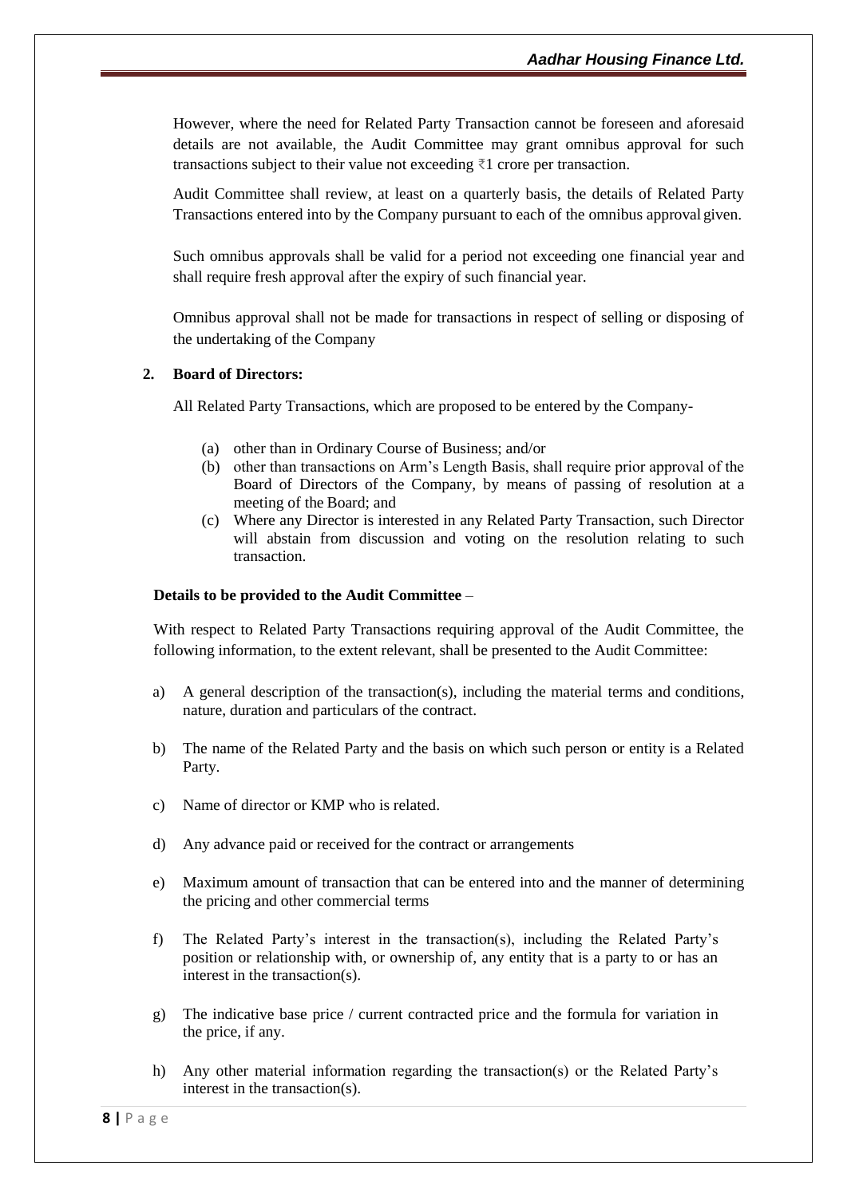However, where the need for Related Party Transaction cannot be foreseen and aforesaid details are not available, the Audit Committee may grant omnibus approval for such transactions subject to their value not exceeding ₹1 crore per transaction.

Audit Committee shall review, at least on a quarterly basis, the details of Related Party Transactions entered into by the Company pursuant to each of the omnibus approval given.

Such omnibus approvals shall be valid for a period not exceeding one financial year and shall require fresh approval after the expiry of such financial year.

Omnibus approval shall not be made for transactions in respect of selling or disposing of the undertaking of the Company

**2. Board of Directors:**

All Related Party Transactions, which are proposed to be entered by the Company-

(a) other than in Ordinary Course of Business; and/or
(b) other than transactions on Arm's Length Basis, shall require prior approval of the Board of Directors of the Company, by means of passing of resolution at a meeting of the Board; and
(c) Where any Director is interested in any Related Party Transaction, such Director will abstain from discussion and voting on the resolution relating to such transaction.

**Details to be provided to the Audit Committee** –

With respect to Related Party Transactions requiring approval of the Audit Committee, the following information, to the extent relevant, shall be presented to the Audit Committee:

a) A general description of the transaction(s), including the material terms and conditions, nature, duration and particulars of the contract.

b) The name of the Related Party and the basis on which such person or entity is a Related Party.

c) Name of director or KMP who is related.

d) Any advance paid or received for the contract or arrangements

e) Maximum amount of transaction that can be entered into and the manner of determining the pricing and other commercial terms

f) The Related Party's interest in the transaction(s), including the Related Party's position or relationship with, or ownership of, any entity that is a party to or has an interest in the transaction(s).

g) The indicative base price / current contracted price and the formula for variation in the price, if any.

h) Any other material information regarding the transaction(s) or the Related Party's interest in the transaction(s).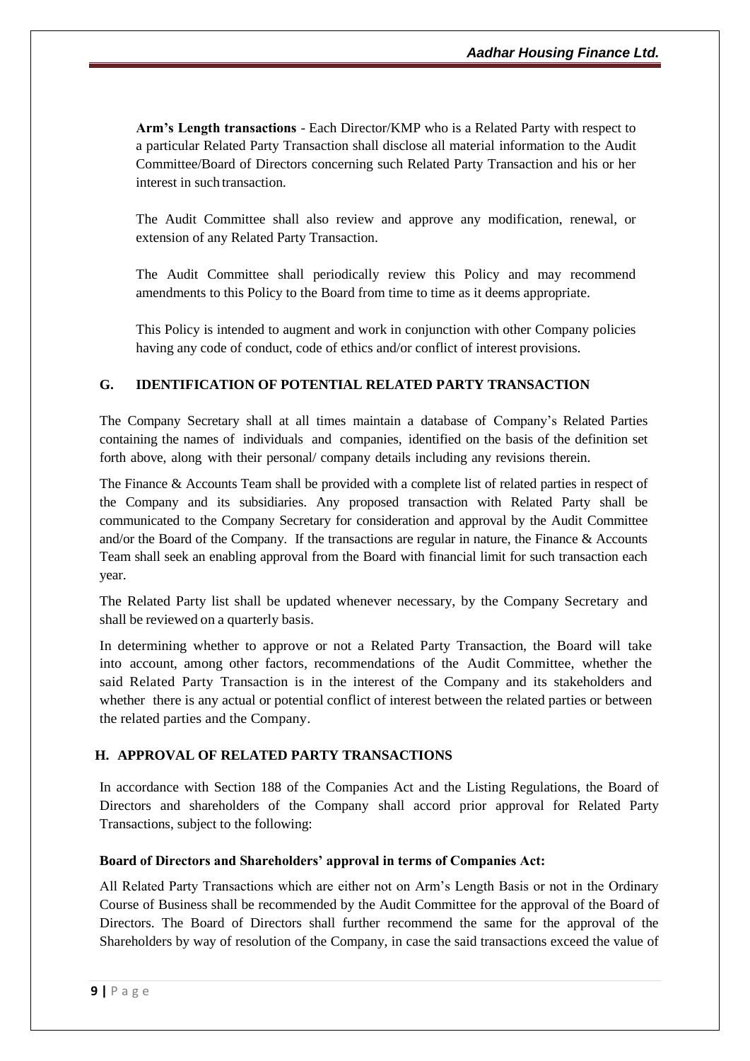**Arm's Length transactions** - Each Director/KMP who is a Related Party with respect to a particular Related Party Transaction shall disclose all material information to the Audit Committee/Board of Directors concerning such Related Party Transaction and his or her interest in such transaction.

The Audit Committee shall also review and approve any modification, renewal, or extension of any Related Party Transaction.

The Audit Committee shall periodically review this Policy and may recommend amendments to this Policy to the Board from time to time as it deems appropriate.

This Policy is intended to augment and work in conjunction with other Company policies having any code of conduct, code of ethics and/or conflict of interest provisions.

## G. IDENTIFICATION OF POTENTIAL RELATED PARTY TRANSACTION

The Company Secretary shall at all times maintain a database of Company's Related Parties containing the names of individuals and companies, identified on the basis of the definition set forth above, along with their personal/ company details including any revisions therein.

The Finance & Accounts Team shall be provided with a complete list of related parties in respect of the Company and its subsidiaries. Any proposed transaction with Related Party shall be communicated to the Company Secretary for consideration and approval by the Audit Committee and/or the Board of the Company. If the transactions are regular in nature, the Finance & Accounts Team shall seek an enabling approval from the Board with financial limit for such transaction each year.

The Related Party list shall be updated whenever necessary, by the Company Secretary and shall be reviewed on a quarterly basis.

In determining whether to approve or not a Related Party Transaction, the Board will take into account, among other factors, recommendations of the Audit Committee, whether the said Related Party Transaction is in the interest of the Company and its stakeholders and whether there is any actual or potential conflict of interest between the related parties or between the related parties and the Company.

## H. APPROVAL OF RELATED PARTY TRANSACTIONS

In accordance with Section 188 of the Companies Act and the Listing Regulations, the Board of Directors and shareholders of the Company shall accord prior approval for Related Party Transactions, subject to the following:

**Board of Directors and Shareholders' approval in terms of Companies Act:**

All Related Party Transactions which are either not on Arm's Length Basis or not in the Ordinary Course of Business shall be recommended by the Audit Committee for the approval of the Board of Directors. The Board of Directors shall further recommend the same for the approval of the Shareholders by way of resolution of the Company, in case the said transactions exceed the value of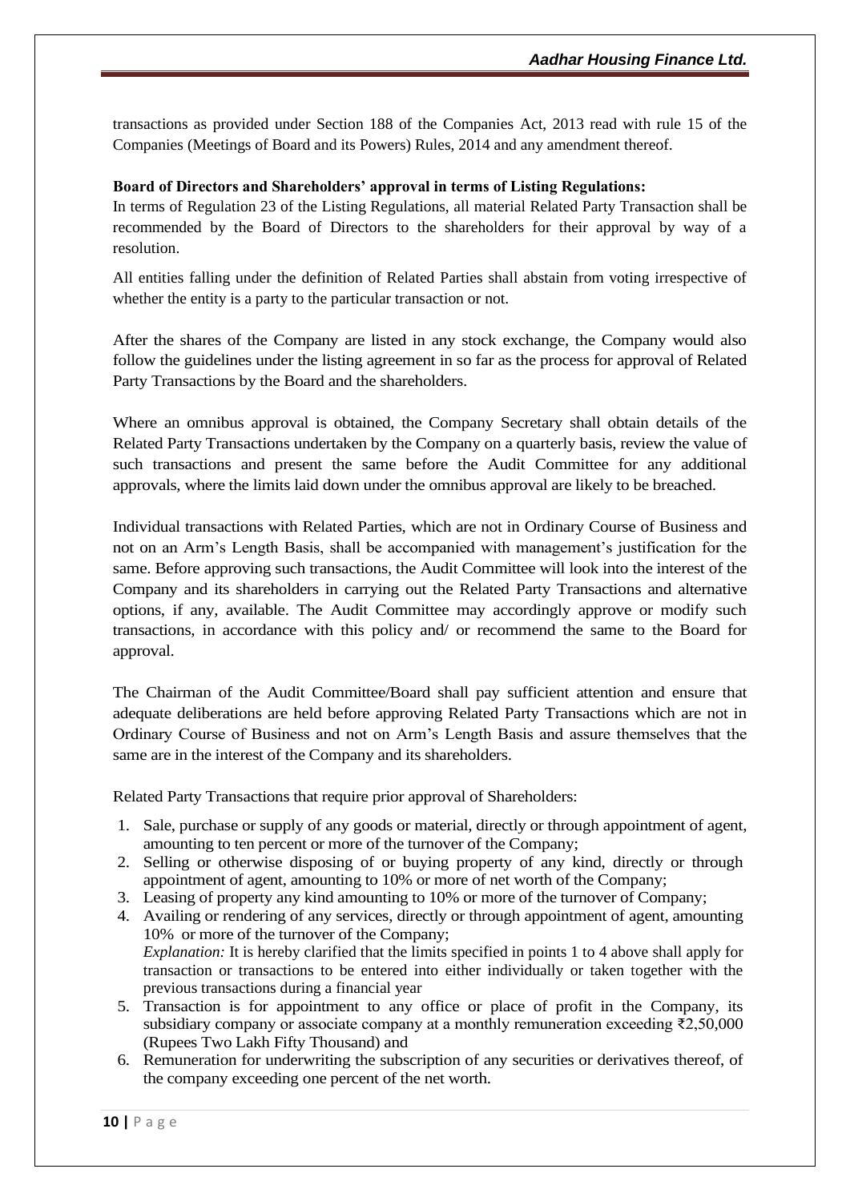transactions as provided under Section 188 of the Companies Act, 2013 read with rule 15 of the Companies (Meetings of Board and its Powers) Rules, 2014 and any amendment thereof.

**Board of Directors and Shareholders' approval in terms of Listing Regulations:**

In terms of Regulation 23 of the Listing Regulations, all material Related Party Transaction shall be recommended by the Board of Directors to the shareholders for their approval by way of a resolution.

All entities falling under the definition of Related Parties shall abstain from voting irrespective of whether the entity is a party to the particular transaction or not.

After the shares of the Company are listed in any stock exchange, the Company would also follow the guidelines under the listing agreement in so far as the process for approval of Related Party Transactions by the Board and the shareholders.

Where an omnibus approval is obtained, the Company Secretary shall obtain details of the Related Party Transactions undertaken by the Company on a quarterly basis, review the value of such transactions and present the same before the Audit Committee for any additional approvals, where the limits laid down under the omnibus approval are likely to be breached.

Individual transactions with Related Parties, which are not in Ordinary Course of Business and not on an Arm's Length Basis, shall be accompanied with management's justification for the same. Before approving such transactions, the Audit Committee will look into the interest of the Company and its shareholders in carrying out the Related Party Transactions and alternative options, if any, available. The Audit Committee may accordingly approve or modify such transactions, in accordance with this policy and/ or recommend the same to the Board for approval.

The Chairman of the Audit Committee/Board shall pay sufficient attention and ensure that adequate deliberations are held before approving Related Party Transactions which are not in Ordinary Course of Business and not on Arm's Length Basis and assure themselves that the same are in the interest of the Company and its shareholders.

Related Party Transactions that require prior approval of Shareholders:

1. Sale, purchase or supply of any goods or material, directly or through appointment of agent, amounting to ten percent or more of the turnover of the Company;
2. Selling or otherwise disposing of or buying property of any kind, directly or through appointment of agent, amounting to 10% or more of net worth of the Company;
3. Leasing of property any kind amounting to 10% or more of the turnover of Company;
4. Availing or rendering of any services, directly or through appointment of agent, amounting 10% or more of the turnover of the Company;
   *Explanation:* It is hereby clarified that the limits specified in points 1 to 4 above shall apply for transaction or transactions to be entered into either individually or taken together with the previous transactions during a financial year
5. Transaction is for appointment to any office or place of profit in the Company, its subsidiary company or associate company at a monthly remuneration exceeding ₹2,50,000 (Rupees Two Lakh Fifty Thousand) and
6. Remuneration for underwriting the subscription of any securities or derivatives thereof, of the company exceeding one percent of the net worth.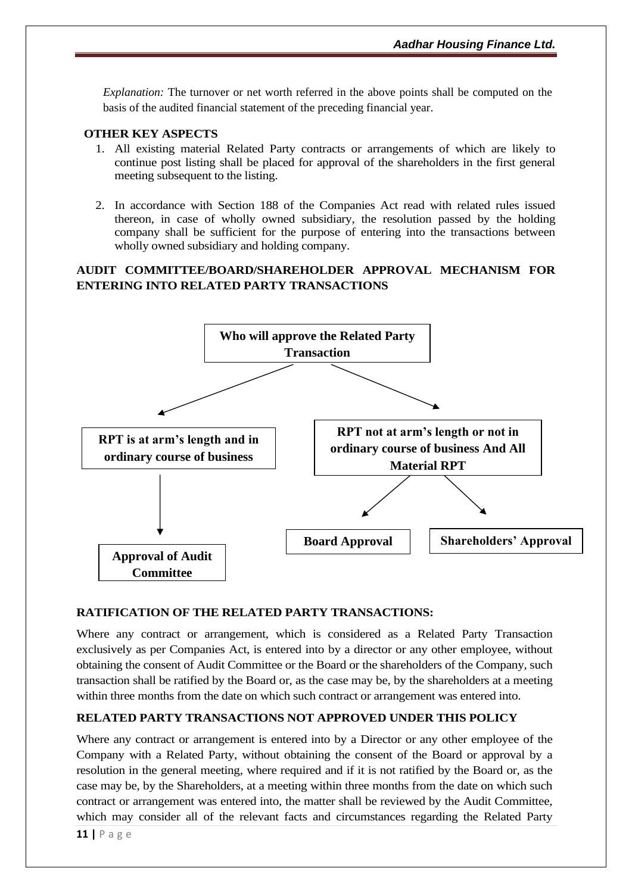*Explanation:* The turnover or net worth referred in the above points shall be computed on the basis of the audited financial statement of the preceding financial year.

**OTHER KEY ASPECTS**

1. All existing material Related Party contracts or arrangements of which are likely to continue post listing shall be placed for approval of the shareholders in the first general meeting subsequent to the listing.

2. In accordance with Section 188 of the Companies Act read with related rules issued thereon, in case of wholly owned subsidiary, the resolution passed by the holding company shall be sufficient for the purpose of entering into the transactions between wholly owned subsidiary and holding company.

**AUDIT COMMITTEE/BOARD/SHAREHOLDER APPROVAL MECHANISM FOR ENTERING INTO RELATED PARTY TRANSACTIONS**

**Who will approve the Related Party Transaction**

- **RPT is at arm's length and in ordinary course of business**
  - **Approval of Audit Committee**
- **RPT not at arm's length or not in ordinary course of business And All Material RPT**
  - **Board Approval**
  - **Shareholders' Approval**

**RATIFICATION OF THE RELATED PARTY TRANSACTIONS:**

Where any contract or arrangement, which is considered as a Related Party Transaction exclusively as per Companies Act, is entered into by a director or any other employee, without obtaining the consent of Audit Committee or the Board or the shareholders of the Company, such transaction shall be ratified by the Board or, as the case may be, by the shareholders at a meeting within three months from the date on which such contract or arrangement was entered into.

**RELATED PARTY TRANSACTIONS NOT APPROVED UNDER THIS POLICY**

Where any contract or arrangement is entered into by a Director or any other employee of the Company with a Related Party, without obtaining the consent of the Board or approval by a resolution in the general meeting, where required and if it is not ratified by the Board or, as the case may be, by the Shareholders, at a meeting within three months from the date on which such contract or arrangement was entered into, the matter shall be reviewed by the Audit Committee, which may consider all of the relevant facts and circumstances regarding the Related Party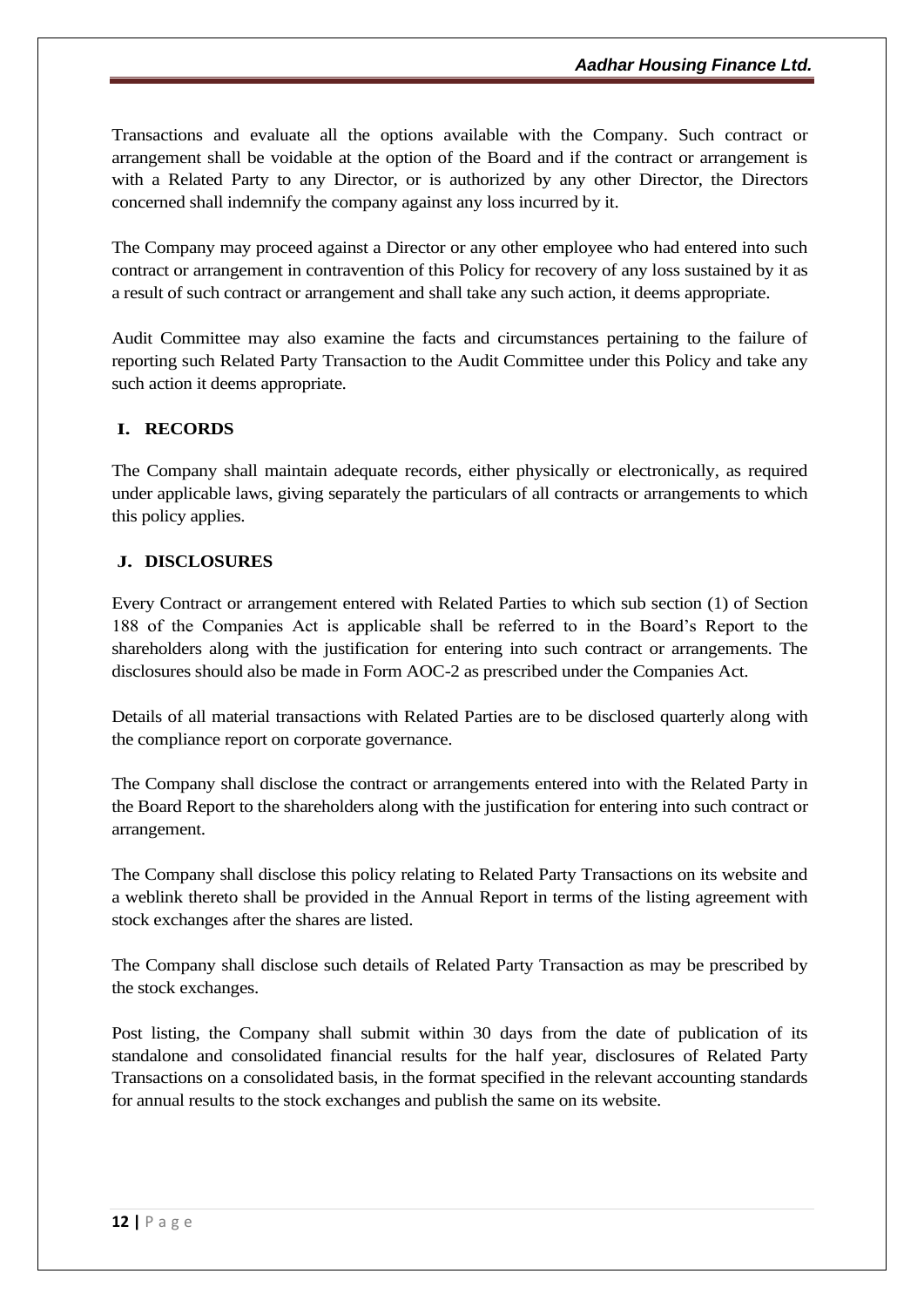Transactions and evaluate all the options available with the Company. Such contract or arrangement shall be voidable at the option of the Board and if the contract or arrangement is with a Related Party to any Director, or is authorized by any other Director, the Directors concerned shall indemnify the company against any loss incurred by it.

The Company may proceed against a Director or any other employee who had entered into such contract or arrangement in contravention of this Policy for recovery of any loss sustained by it as a result of such contract or arrangement and shall take any such action, it deems appropriate.

Audit Committee may also examine the facts and circumstances pertaining to the failure of reporting such Related Party Transaction to the Audit Committee under this Policy and take any such action it deems appropriate.

## I. RECORDS

The Company shall maintain adequate records, either physically or electronically, as required under applicable laws, giving separately the particulars of all contracts or arrangements to which this policy applies.

## J. DISCLOSURES

Every Contract or arrangement entered with Related Parties to which sub section (1) of Section 188 of the Companies Act is applicable shall be referred to in the Board's Report to the shareholders along with the justification for entering into such contract or arrangements. The disclosures should also be made in Form AOC-2 as prescribed under the Companies Act.

Details of all material transactions with Related Parties are to be disclosed quarterly along with the compliance report on corporate governance.

The Company shall disclose the contract or arrangements entered into with the Related Party in the Board Report to the shareholders along with the justification for entering into such contract or arrangement.

The Company shall disclose this policy relating to Related Party Transactions on its website and a weblink thereto shall be provided in the Annual Report in terms of the listing agreement with stock exchanges after the shares are listed.

The Company shall disclose such details of Related Party Transaction as may be prescribed by the stock exchanges.

Post listing, the Company shall submit within 30 days from the date of publication of its standalone and consolidated financial results for the half year, disclosures of Related Party Transactions on a consolidated basis, in the format specified in the relevant accounting standards for annual results to the stock exchanges and publish the same on its website.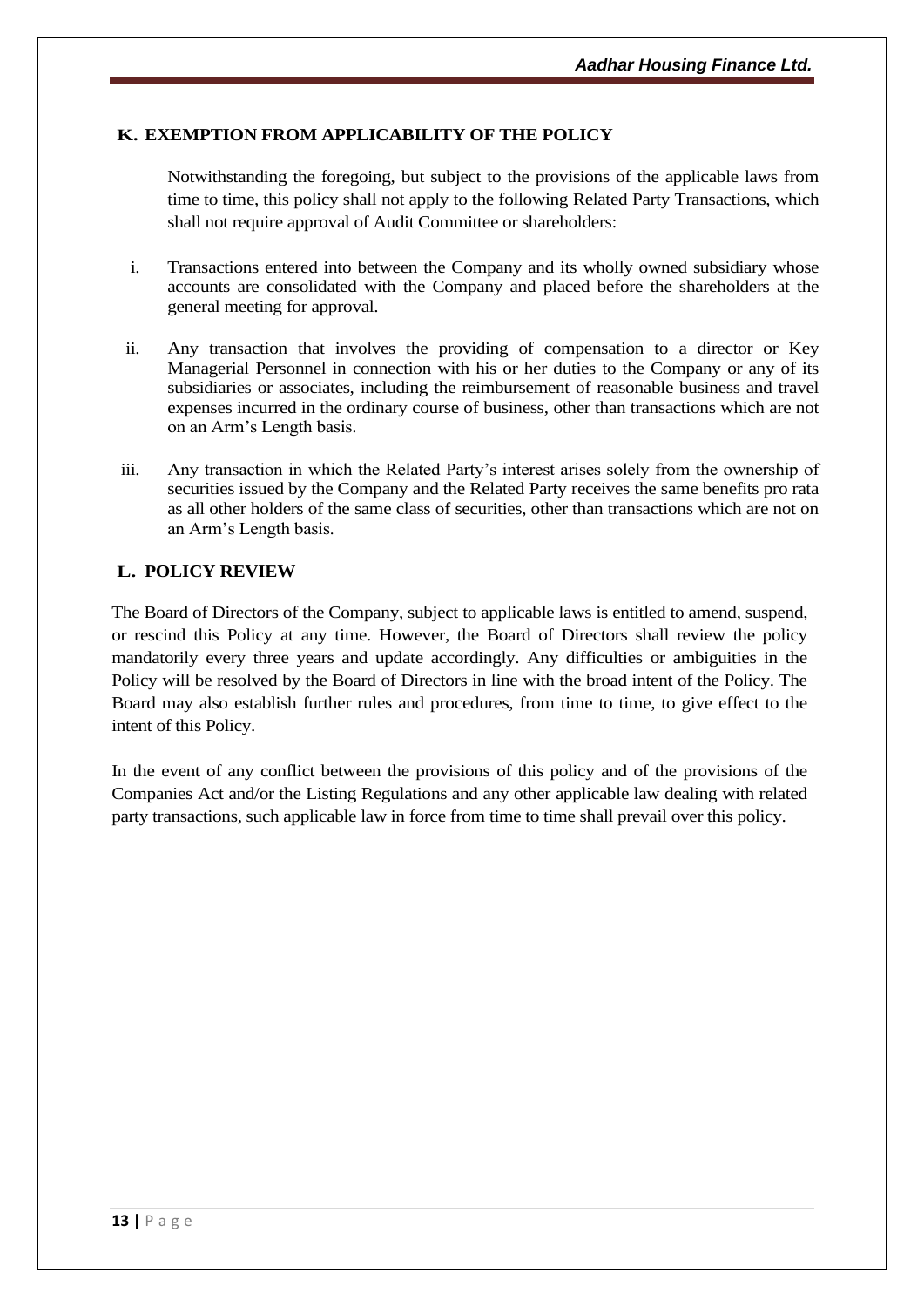## K. EXEMPTION FROM APPLICABILITY OF THE POLICY

Notwithstanding the foregoing, but subject to the provisions of the applicable laws from time to time, this policy shall not apply to the following Related Party Transactions, which shall not require approval of Audit Committee or shareholders:

i. Transactions entered into between the Company and its wholly owned subsidiary whose accounts are consolidated with the Company and placed before the shareholders at the general meeting for approval.

ii. Any transaction that involves the providing of compensation to a director or Key Managerial Personnel in connection with his or her duties to the Company or any of its subsidiaries or associates, including the reimbursement of reasonable business and travel expenses incurred in the ordinary course of business, other than transactions which are not on an Arm's Length basis.

iii. Any transaction in which the Related Party's interest arises solely from the ownership of securities issued by the Company and the Related Party receives the same benefits pro rata as all other holders of the same class of securities, other than transactions which are not on an Arm's Length basis.

## L. POLICY REVIEW

The Board of Directors of the Company, subject to applicable laws is entitled to amend, suspend, or rescind this Policy at any time. However, the Board of Directors shall review the policy mandatorily every three years and update accordingly. Any difficulties or ambiguities in the Policy will be resolved by the Board of Directors in line with the broad intent of the Policy. The Board may also establish further rules and procedures, from time to time, to give effect to the intent of this Policy.

In the event of any conflict between the provisions of this policy and of the provisions of the Companies Act and/or the Listing Regulations and any other applicable law dealing with related party transactions, such applicable law in force from time to time shall prevail over this policy.